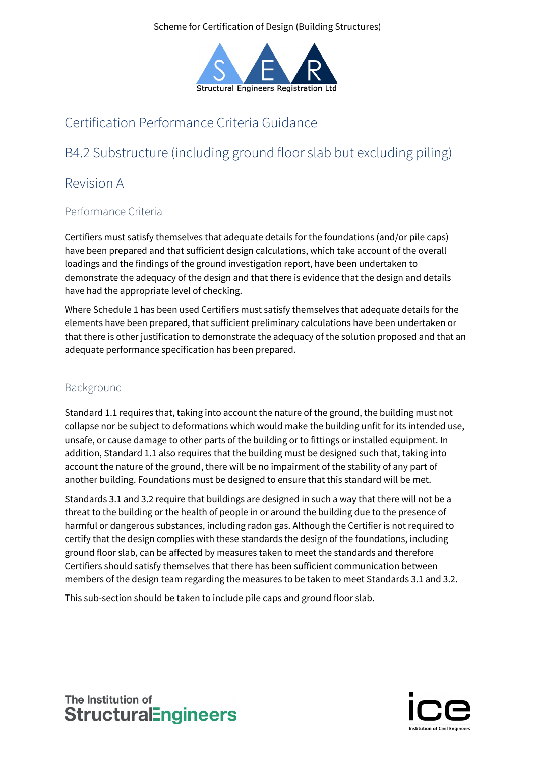Scheme for Certification of Design (Building Structures)

Structural Engineers Registration Ltd

# Certification Performance Criteria Guidance

## B4.2 Substructure (including ground floor slab but excluding piling)

## Revision A

### Performance Criteria

Certifiers must satisfy themselves that adequate details for the foundations (and/or pile caps) have been prepared and that sufficient design calculations, which take account of the overall loadings and the findings of the ground investigation report, have been undertaken to demonstrate the adequacy of the design and that there is evidence that the design and details have had the appropriate level of checking.

Where Schedule 1 has been used Certifiers must satisfy themselves that adequate details for the elements have been prepared, that sufficient preliminary calculations have been undertaken or that there is other justification to demonstrate the adequacy of the solution proposed and that an adequate performance specification has been prepared.

### Background

Standard 1.1 requires that, taking into account the nature of the ground, the building must not collapse nor be subject to deformations which would make the building unfit for its intended use, unsafe, or cause damage to other parts of the building or to fittings or installed equipment. In addition, Standard 1.1 also requires that the building must be designed such that, taking into account the nature of the ground, there will be no impairment of the stability of any part of another building. Foundations must be designed to ensure that this standard will be met.

Standards 3.1 and 3.2 require that buildings are designed in such a way that there will not be a threat to the building or the health of people in or around the building due to the presence of harmful or dangerous substances, including radon gas. Although the Certifier is not required to certify that the design complies with these standards the design of the foundations, including ground floor slab, can be affected by measures taken to meet the standards and therefore Certifiers should satisfy themselves that there has been sufficient communication between members of the design team regarding the measures to be taken to meet Standards 3.1 and 3.2.

This sub-section should be taken to include pile caps and ground floor slab.

The Institution of StructuralEngineers

ice Institution of Civil Engineers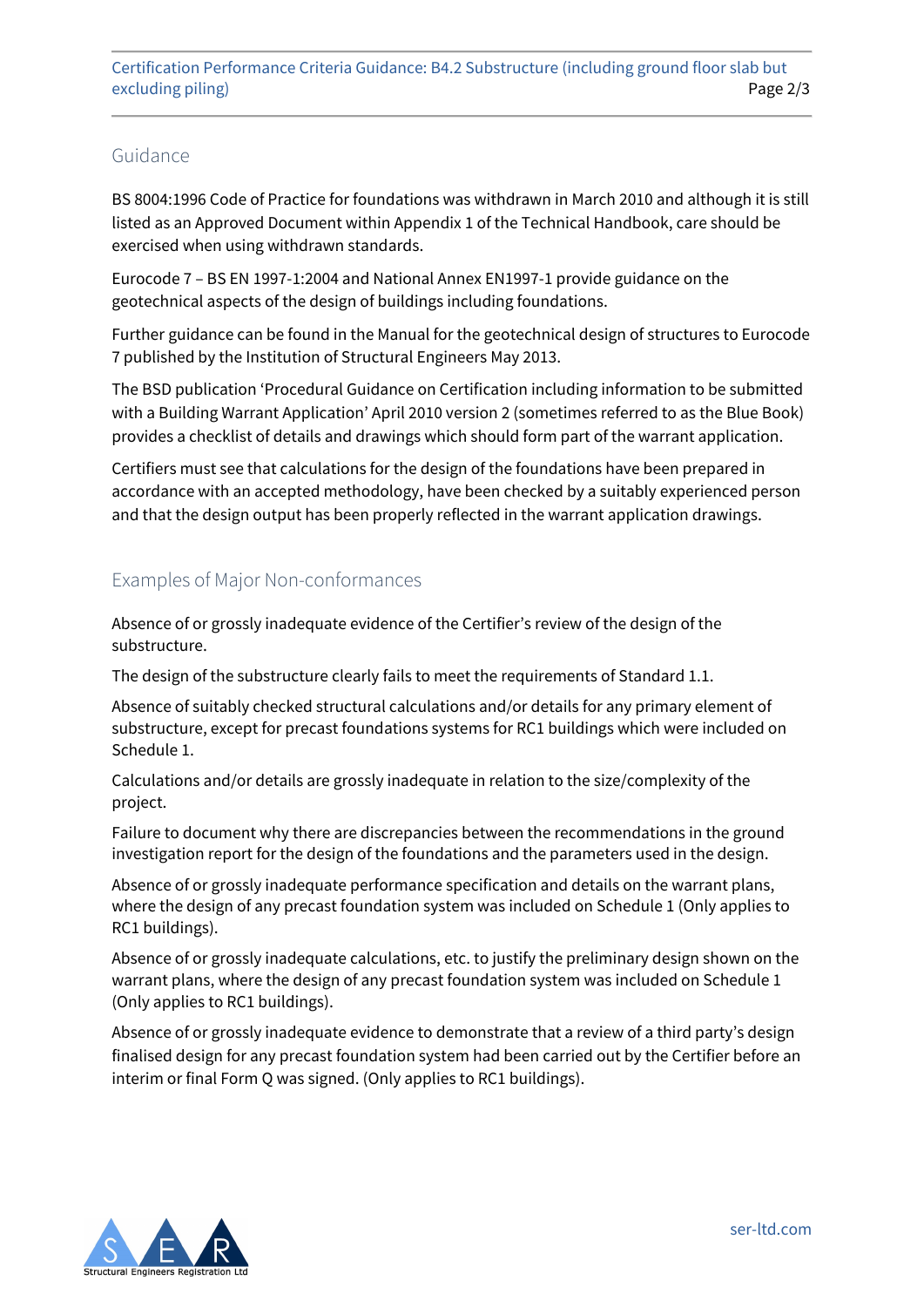## Guidance

BS 8004:1996 Code of Practice for foundations was withdrawn in March 2010 and although it is still listed as an Approved Document within Appendix 1 of the Technical Handbook, care should be exercised when using withdrawn standards.

Eurocode 7 – BS EN 1997-1:2004 and National Annex EN1997-1 provide guidance on the geotechnical aspects of the design of buildings including foundations.

Further guidance can be found in the Manual for the geotechnical design of structures to Eurocode 7 published by the Institution of Structural Engineers May 2013.

The BSD publication 'Procedural Guidance on Certification including information to be submitted with a Building Warrant Application' April 2010 version 2 (sometimes referred to as the Blue Book) provides a checklist of details and drawings which should form part of the warrant application.

Certifiers must see that calculations for the design of the foundations have been prepared in accordance with an accepted methodology, have been checked by a suitably experienced person and that the design output has been properly reflected in the warrant application drawings.

## Examples of Major Non-conformances

Absence of or grossly inadequate evidence of the Certifier's review of the design of the substructure.

The design of the substructure clearly fails to meet the requirements of Standard 1.1.

Absence of suitably checked structural calculations and/or details for any primary element of substructure, except for precast foundations systems for RC1 buildings which were included on Schedule 1.

Calculations and/or details are grossly inadequate in relation to the size/complexity of the project.

Failure to document why there are discrepancies between the recommendations in the ground investigation report for the design of the foundations and the parameters used in the design.

Absence of or grossly inadequate performance specification and details on the warrant plans, where the design of any precast foundation system was included on Schedule 1 (Only applies to RC1 buildings).

Absence of or grossly inadequate calculations, etc. to justify the preliminary design shown on the warrant plans, where the design of any precast foundation system was included on Schedule 1 (Only applies to RC1 buildings).

Absence of or grossly inadequate evidence to demonstrate that a review of a third party's design finalised design for any precast foundation system had been carried out by the Certifier before an interim or final Form Q was signed. (Only applies to RC1 buildings).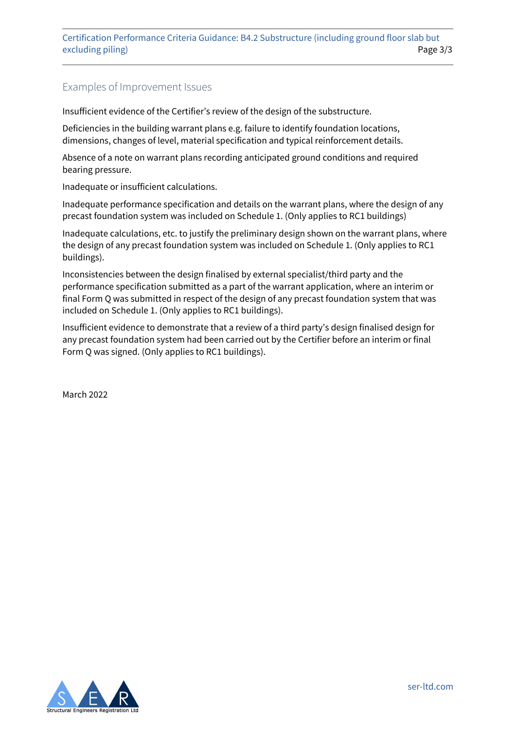## Examples of Improvement Issues

Insufficient evidence of the Certifier's review of the design of the substructure.

Deficiencies in the building warrant plans e.g. failure to identify foundation locations, dimensions, changes of level, material specification and typical reinforcement details.

Absence of a note on warrant plans recording anticipated ground conditions and required bearing pressure.

Inadequate or insufficient calculations.

Inadequate performance specification and details on the warrant plans, where the design of any precast foundation system was included on Schedule 1. (Only applies to RC1 buildings)

Inadequate calculations, etc. to justify the preliminary design shown on the warrant plans, where the design of any precast foundation system was included on Schedule 1. (Only applies to RC1 buildings).

Inconsistencies between the design finalised by external specialist/third party and the performance specification submitted as a part of the warrant application, where an interim or final Form Q was submitted in respect of the design of any precast foundation system that was included on Schedule 1. (Only applies to RC1 buildings).

Insufficient evidence to demonstrate that a review of a third party's design finalised design for any precast foundation system had been carried out by the Certifier before an interim or final Form Q was signed. (Only applies to RC1 buildings).

March 2022